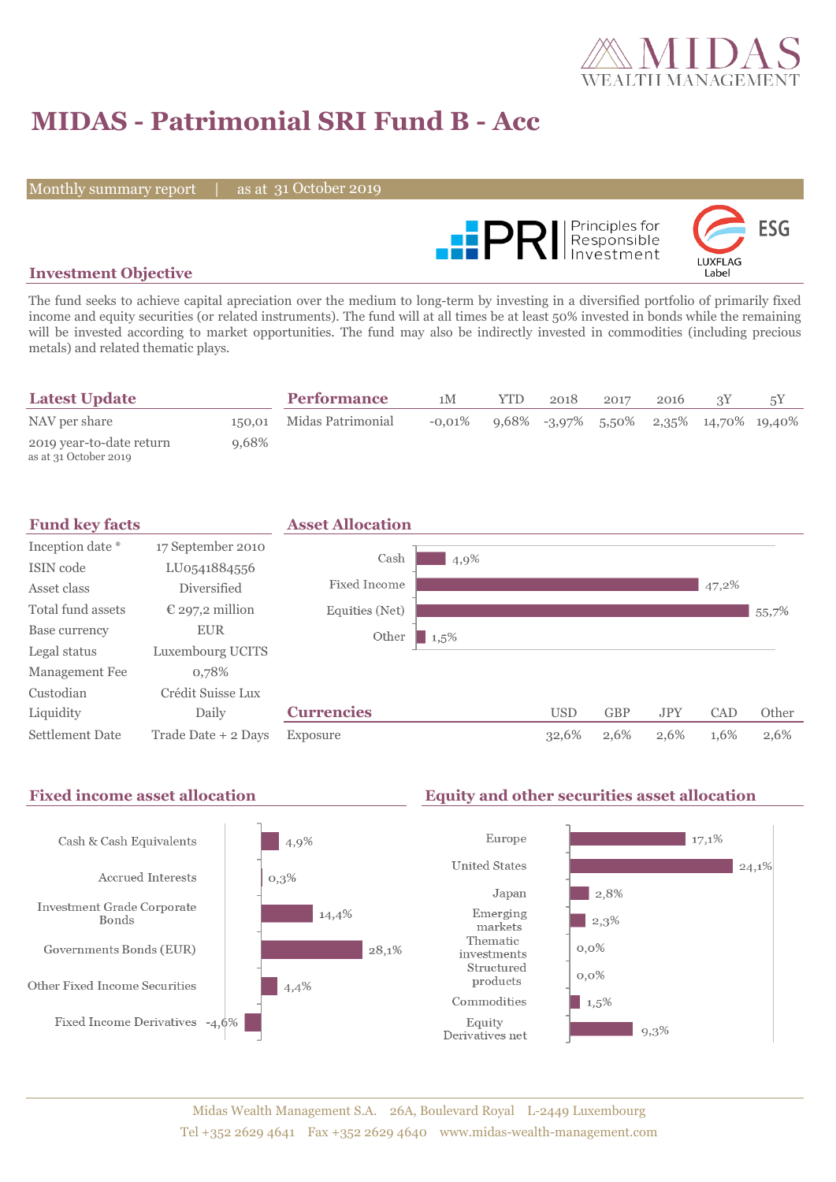# MIDAS - Patrimonial SRI Fund B - Acc

Monthly summary report | as at 31 October 2019

## Investment Objective

The fund seeks to achieve capital apreciation over the medium to long-term by investing in a diversified portfolio of primarily fixed income and equity securities (or related instruments). The fund will at all times be at least 50% invested in bonds while the remaining will be invested according to market opportunities. The fund may also be indirectly invested in commodities (including precious metals) and related thematic plays.

## Latest Update

| | |
|---|---|
| NAV per share | 150,01 |
| 2019 year-to-date return (as at 31 October 2019) | 9,68% |

## Performance

| | 1M | YTD | 2018 | 2017 | 2016 | 3Y | 5Y |
|---|---|---|---|---|---|---|---|
| Midas Patrimonial | -0,01% | 9,68% | -3,97% | 5,50% | 2,35% | 14,70% | 19,40% |

## Fund key facts

| | |
|---|---|
| Inception date * | 17 September 2010 |
| ISIN code | LU0541884556 |
| Asset class | Diversified |
| Total fund assets | € 297,2 million |
| Base currency | EUR |
| Legal status | Luxembourg UCITS |
| Management Fee | 0,78% |
| Custodian | Crédit Suisse Lux |
| Liquidity | Daily |
| Settlement Date | Trade Date + 2 Days |

## Asset Allocation

| | |
|---|---|
| Cash | 4,9% |
| Fixed Income | 47,2% |
| Equities (Net) | 55,7% |
| Other | 1,5% |

## Currencies

| | USD | GBP | JPY | CAD | Other |
|---|---|---|---|---|---|
| Exposure | 32,6% | 2,6% | 2,6% | 1,6% | 2,6% |

## Fixed income asset allocation

| | |
|---|---|
| Cash & Cash Equivalents | 4,9% |
| Accrued Interests | 0,3% |
| Investment Grade Corporate Bonds | 14,4% |
| Governments Bonds (EUR) | 28,1% |
| Other Fixed Income Securities | 4,4% |
| Fixed Income Derivatives | -4,6% |

## Equity and other securities asset allocation

| | |
|---|---|
| Europe | 17,1% |
| United States | 24,1% |
| Japan | 2,8% |
| Emerging markets | 2,3% |
| Thematic investments | 0,0% |
| Structured products | 0,0% |
| Commodities | 1,5% |
| Equity Derivatives net | 9,3% |

Midas Wealth Management S.A. 26A, Boulevard Royal L-2449 Luxembourg
Tel +352 2629 4641 Fax +352 2629 4640 www.midas-wealth-management.com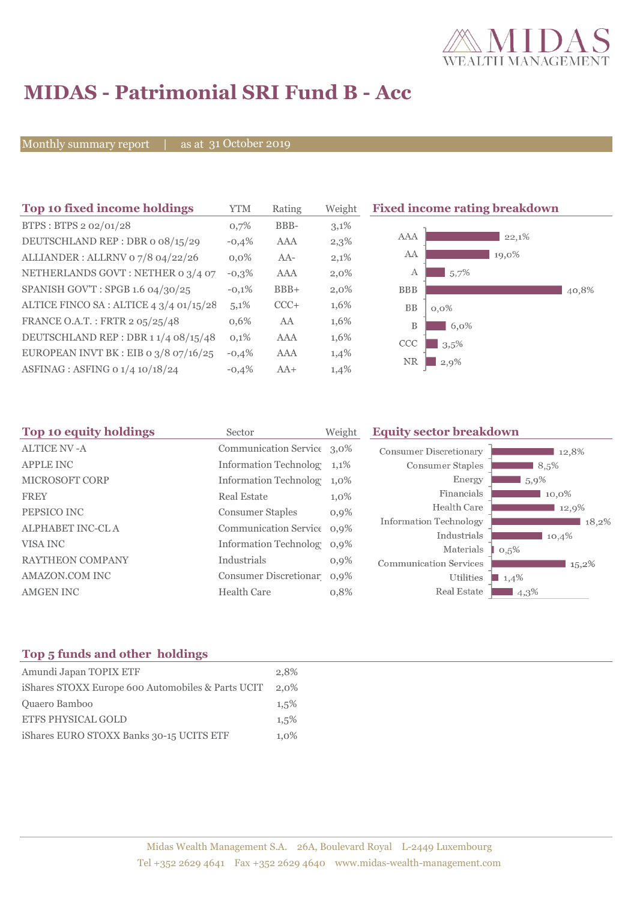# MIDAS - Patrimonial SRI Fund B - Acc

Monthly summary report | as at 31 October 2019

## Top 10 fixed income holdings

| Top 10 fixed income holdings | YTM | Rating | Weight |
|---|---|---|---|
| BTPS : BTPS 2 02/01/28 | 0,7% | BBB- | 3,1% |
| DEUTSCHLAND REP : DBR 0 08/15/29 | -0,4% | AAA | 2,3% |
| ALLIANDER : ALLRNV 0 7/8 04/22/26 | 0,0% | AA- | 2,1% |
| NETHERLANDS GOVT : NETHER 0 3/4 07 | -0,3% | AAA | 2,0% |
| SPANISH GOV'T : SPGB 1.6 04/30/25 | -0,1% | BBB+ | 2,0% |
| ALTICE FINCO SA : ALTICE 4 3/4 01/15/28 | 5,1% | CCC+ | 1,6% |
| FRANCE O.A.T. : FRTR 2 05/25/48 | 0,6% | AA | 1,6% |
| DEUTSCHLAND REP : DBR 1 1/4 08/15/48 | 0,1% | AAA | 1,6% |
| EUROPEAN INVT BK : EIB 0 3/8 07/16/25 | -0,4% | AAA | 1,4% |
| ASFINAG : ASFING 0 1/4 10/18/24 | -0,4% | AA+ | 1,4% |

## Fixed income rating breakdown

| Rating | Weight |
|---|---|
| AAA | 22,1% |
| AA | 19,0% |
| A | 5,7% |
| BBB | 40,8% |
| BB | 0,0% |
| B | 6,0% |
| CCC | 3,5% |
| NR | 2,9% |

## Top 10 equity holdings

| Top 10 equity holdings | Sector | Weight |
|---|---|---|
| ALTICE NV -A | Communication Service | 3,0% |
| APPLE INC | Information Technolog | 1,1% |
| MICROSOFT CORP | Information Technolog | 1,0% |
| FREY | Real Estate | 1,0% |
| PEPSICO INC | Consumer Staples | 0,9% |
| ALPHABET INC-CL A | Communication Service | 0,9% |
| VISA INC | Information Technolog | 0,9% |
| RAYTHEON COMPANY | Industrials | 0,9% |
| AMAZON.COM INC | Consumer Discretionar | 0,9% |
| AMGEN INC | Health Care | 0,8% |

## Equity sector breakdown

| Sector | Weight |
|---|---|
| Consumer Discretionary | 12,8% |
| Consumer Staples | 8,5% |
| Energy | 5,9% |
| Financials | 10,0% |
| Health Care | 12,9% |
| Information Technology | 18,2% |
| Industrials | 10,4% |
| Materials | 0,5% |
| Communication Services | 15,2% |
| Utilities | 1,4% |
| Real Estate | 4,3% |

## Top 5 funds and other holdings

| Top 5 funds and other holdings | |
|---|---|
| Amundi Japan TOPIX ETF | 2,8% |
| iShares STOXX Europe 600 Automobiles & Parts UCIT | 2,0% |
| Quaero Bamboo | 1,5% |
| ETFS PHYSICAL GOLD | 1,5% |
| iShares EURO STOXX Banks 30-15 UCITS ETF | 1,0% |

Midas Wealth Management S.A. 26A, Boulevard Royal L-2449 Luxembourg
Tel +352 2629 4641 Fax +352 2629 4640 www.midas-wealth-management.com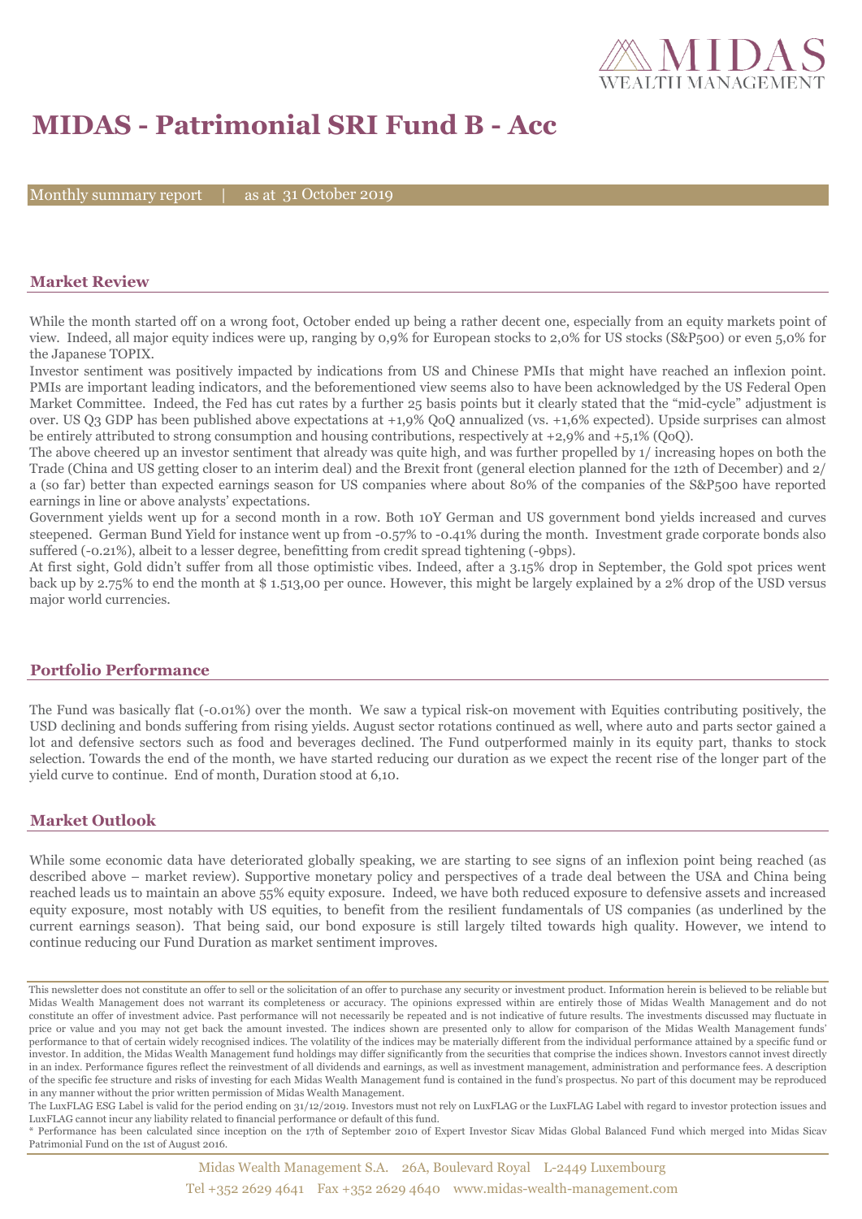# MIDAS - Patrimonial SRI Fund B - Acc

Monthly summary report | as at 31 October 2019

## Market Review

While the month started off on a wrong foot, October ended up being a rather decent one, especially from an equity markets point of view. Indeed, all major equity indices were up, ranging by 0,9% for European stocks to 2,0% for US stocks (S&P500) or even 5,0% for the Japanese TOPIX.

Investor sentiment was positively impacted by indications from US and Chinese PMIs that might have reached an inflexion point. PMIs are important leading indicators, and the beforementioned view seems also to have been acknowledged by the US Federal Open Market Committee. Indeed, the Fed has cut rates by a further 25 basis points but it clearly stated that the "mid-cycle" adjustment is over. US Q3 GDP has been published above expectations at +1,9% QoQ annualized (vs. +1,6% expected). Upside surprises can almost be entirely attributed to strong consumption and housing contributions, respectively at +2,9% and +5,1% (QoQ).

The above cheered up an investor sentiment that already was quite high, and was further propelled by 1/ increasing hopes on both the Trade (China and US getting closer to an interim deal) and the Brexit front (general election planned for the 12th of December) and 2/ a (so far) better than expected earnings season for US companies where about 80% of the companies of the S&P500 have reported earnings in line or above analysts' expectations.

Government yields went up for a second month in a row. Both 10Y German and US government bond yields increased and curves steepened. German Bund Yield for instance went up from -0.57% to -0.41% during the month. Investment grade corporate bonds also suffered (-0.21%), albeit to a lesser degree, benefitting from credit spread tightening (-9bps).

At first sight, Gold didn't suffer from all those optimistic vibes. Indeed, after a 3.15% drop in September, the Gold spot prices went back up by 2.75% to end the month at $ 1.513,00 per ounce. However, this might be largely explained by a 2% drop of the USD versus major world currencies.

## Portfolio Performance

The Fund was basically flat (-0.01%) over the month. We saw a typical risk-on movement with Equities contributing positively, the USD declining and bonds suffering from rising yields. August sector rotations continued as well, where auto and parts sector gained a lot and defensive sectors such as food and beverages declined. The Fund outperformed mainly in its equity part, thanks to stock selection. Towards the end of the month, we have started reducing our duration as we expect the recent rise of the longer part of the yield curve to continue. End of month, Duration stood at 6,10.

## Market Outlook

While some economic data have deteriorated globally speaking, we are starting to see signs of an inflexion point being reached (as described above – market review). Supportive monetary policy and perspectives of a trade deal between the USA and China being reached leads us to maintain an above 55% equity exposure. Indeed, we have both reduced exposure to defensive assets and increased equity exposure, most notably with US equities, to benefit from the resilient fundamentals of US companies (as underlined by the current earnings season). That being said, our bond exposure is still largely tilted towards high quality. However, we intend to continue reducing our Fund Duration as market sentiment improves.

This newsletter does not constitute an offer to sell or the solicitation of an offer to purchase any security or investment product. Information herein is believed to be reliable but Midas Wealth Management does not warrant its completeness or accuracy. The opinions expressed within are entirely those of Midas Wealth Management and do not constitute an offer of investment advice. Past performance will not necessarily be repeated and is not indicative of future results. The investments discussed may fluctuate in price or value and you may not get back the amount invested. The indices shown are presented only to allow for comparison of the Midas Wealth Management funds' performance to that of certain widely recognised indices. The volatility of the indices may be materially different from the individual performance attained by a specific fund or investor. In addition, the Midas Wealth Management fund holdings may differ significantly from the securities that comprise the indices shown. Investors cannot invest directly in an index. Performance figures reflect the reinvestment of all dividends and earnings, as well as investment management, administration and performance fees. A description of the specific fee structure and risks of investing for each Midas Wealth Management fund is contained in the fund's prospectus. No part of this document may be reproduced in any manner without the prior written permission of Midas Wealth Management.

The LuxFLAG ESG Label is valid for the period ending on 31/12/2019. Investors must not rely on LuxFLAG or the LuxFLAG Label with regard to investor protection issues and LuxFLAG cannot incur any liability related to financial performance or default of this fund.

* Performance has been calculated since inception on the 17th of September 2010 of Expert Investor Sicav Midas Global Balanced Fund which merged into Midas Sicav Patrimonial Fund on the 1st of August 2016.

Midas Wealth Management S.A. 26A, Boulevard Royal L-2449 Luxembourg

Tel +352 2629 4641 Fax +352 2629 4640 www.midas-wealth-management.com